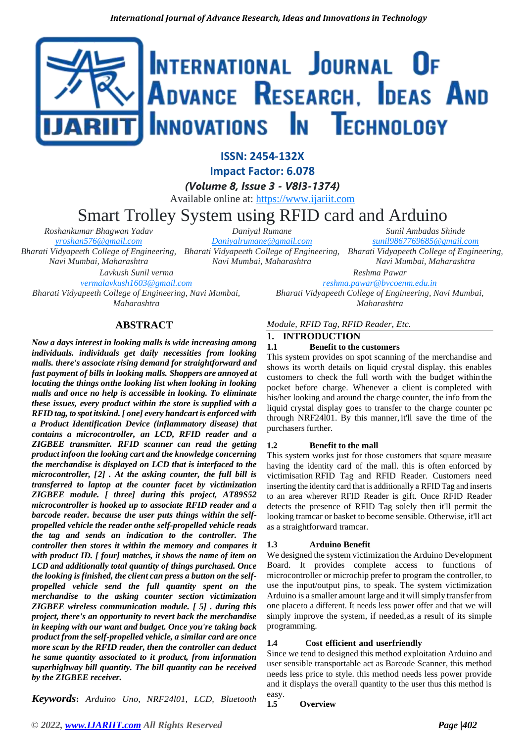ISSN: 2454-132X

Impact Factor: 6.078

*(Volume 8, Issue 3 - V8I3-1374)*

Available online at: https://www.ijariit.com

# Smart Trolley System using RFID card and Arduino

*Roshankumar Bhagwan Yadav*
*yroshan576@gmail.com*
*Bharati Vidyapeeth College of Engineering, Navi Mumbai, Maharashtra*

*Daniyal Rumane*
*Daniyalrumane@gmail.com*
*Bharati Vidyapeeth College of Engineering, Navi Mumbai, Maharashtra*

*Sunil Ambadas Shinde*
*sunil9867769685@gmail.com*
*Bharati Vidyapeeth College of Engineering, Navi Mumbai, Maharashtra*

*Lavkush Sunil verma*
*vermalavkush1603@gmail.com*
*Bharati Vidyapeeth College of Engineering, Navi Mumbai, Maharashtra*

*Reshma Pawar*
*reshma.pawar@bvcoenm.edu.in*
*Bharati Vidyapeeth College of Engineering, Navi Mumbai, Maharashtra*

## ABSTRACT

***Now a days interest in looking malls is wide increasing among individuals. individuals get daily necessities from looking malls. there's associate rising demand for straightforward and fast payment of bills in looking malls. Shoppers are annoyed at locating the things onthe looking list when looking in looking malls and once no help is accessible in looking. To eliminate these issues, every product within the store is supplied with a RFID tag, to spot itskind. [ one] every handcart is enforced with a Product Identification Device (inflammatory disease) that contains a microcontroller, an LCD, RFID reader and a ZIGBEE transmitter. RFID scanner can read the getting product infoon the looking cart and the knowledge concerning the merchandise is displayed on LCD that is interfaced to the microcontroller, [2] . At the asking counter, the full bill is transferred to laptop at the counter facet by victimization ZIGBEE module. [ three] during this project, AT89S52 microcontroller is hooked up to associate RFID reader and a barcode reader. because the user puts things within the self-propelled vehicle the reader onthe self-propelled vehicle reads the tag and sends an indication to the controller. The controller then stores it within the memory and compares it with product ID. [ four] matches, it shows the name of item on LCD and additionally total quantity of things purchased. Once the looking is finished, the client can press a button on the self-propelled vehicle send the full quantity spent on the merchandise to the asking counter section victimization ZIGBEE wireless communication module. [ 5] . during this project, there's an opportunity to revert back the merchandise in keeping with our want and budget. Once you're taking back product from the self-propelled vehicle, a similar card are once more scan by the RFID reader, then the controller can deduct he same quantity associated to it product, from information superhighway bill quantity. The bill quantity can be received by the ZIGBEE receiver.***

***Keywords***: *Arduino Uno, NRF24l01, LCD, Bluetooth Module, RFID Tag, RFID Reader, Etc.*

## 1. INTRODUCTION

### 1.1 Benefit to the customers

This system provides on spot scanning of the merchandise and shows its worth details on liquid crystal display. this enables customers to check the full worth with the budget within the pocket before charge. Whenever a client is completed with his/her looking and around the charge counter, the info from the liquid crystal display goes to transfer to the charge counter pc through NRF24l01. By this manner, it'll save the time of the purchasers further.

### 1.2 Benefit to the mall

This system works just for those customers that square measure having the identity card of the mall. this is often enforced by victimisation RFID Tag and RFID Reader. Customers need inserting the identity card that is additionally a RFID Tag and inserts to an area wherever RFID Reader is gift. Once RFID Reader detects the presence of RFID Tag solely then it'll permit the looking tramcar or basket to become sensible. Otherwise, it'll act as a straightforward tramcar.

### 1.3 Arduino Benefit

We designed the system victimization the Arduino Development Board. It provides complete access to functions of microcontroller or microchip prefer to program the controller, to use the input/output pins, to speak. The system victimization Arduino is a smaller amount large and it will simply transfer from one placeto a different. It needs less power offer and that we will simply improve the system, if needed,as a result of its simple programming.

### 1.4 Cost efficient and userfriendly

Since we tend to designed this method exploitation Arduino and user sensible transportable act as Barcode Scanner, this method needs less price to style. this method needs less power provide and it displays the overall quantity to the user thus this method is easy.

### 1.5 Overview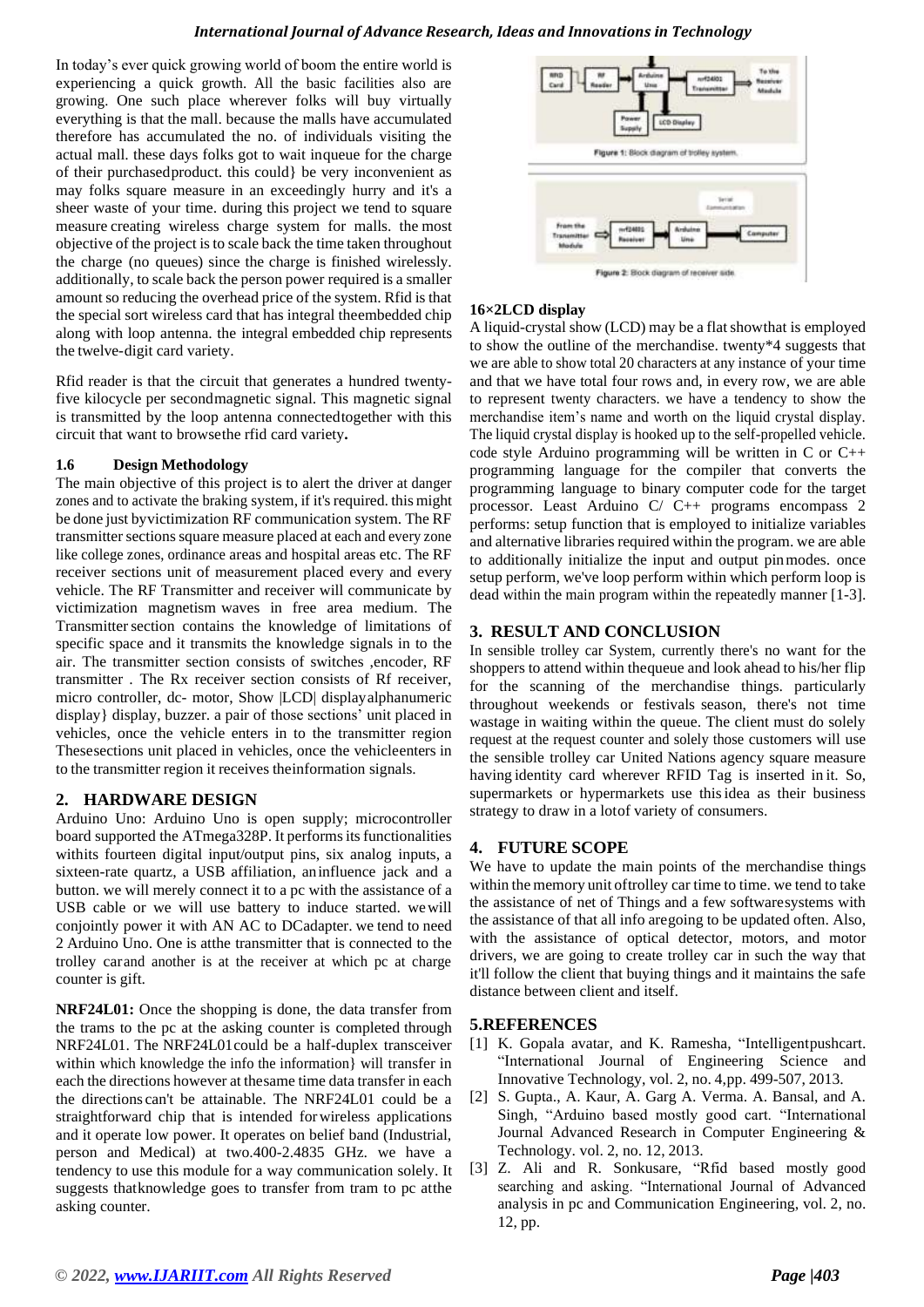In today's ever quick growing world of boom the entire world is experiencing a quick growth. All the basic facilities also are growing. One such place wherever folks will buy virtually everything is that the mall. because the malls have accumulated therefore has accumulated the no. of individuals visiting the actual mall. these days folks got to wait inqueue for the charge of their purchasedproduct. this could} be very inconvenient as may folks square measure in an exceedingly hurry and it's a sheer waste of your time. during this project we tend to square measure creating wireless charge system for malls. the most objective of the project is to scale back the time taken throughout the charge (no queues) since the charge is finished wirelessly. additionally, to scale back the person power required is a smaller amount so reducing the overhead price of the system. Rfid is that the special sort wireless card that has integral theembedded chip along with loop antenna. the integral embedded chip represents the twelve-digit card variety.

Rfid reader is that the circuit that generates a hundred twenty-five kilocycle per secondmagnetic signal. This magnetic signal is transmitted by the loop antenna connectedtogether with this circuit that want to browsethe rfid card variety**.**

### 1.6 Design Methodology

The main objective of this project is to alert the driver at danger zones and to activate the braking system, if it's required. this might be done just byvictimization RF communication system. The RF transmitter sections square measure placed at each and every zone like college zones, ordinance areas and hospital areas etc. The RF receiver sections unit of measurement placed every and every vehicle. The RF Transmitter and receiver will communicate by victimization magnetism waves in free area medium. The Transmitter section contains the knowledge of limitations of specific space and it transmits the knowledge signals in to the air. The transmitter section consists of switches ,encoder, RF transmitter . The Rx receiver section consists of Rf receiver, micro controller, dc- motor, Show |LCD| displayalphanumeric display} display, buzzer. a pair of those sections' unit placed in vehicles, once the vehicle enters in to the transmitter region Thesesections unit placed in vehicles, once the vehicleenters in to the transmitter region it receives theinformation signals.

## 2. HARDWARE DESIGN

Arduino Uno: Arduino Uno is open supply; microcontroller board supported the ATmega328P. It performs its functionalities withits fourteen digital input/output pins, six analog inputs, a sixteen-rate quartz, a USB affiliation, aninfluence jack and a button. we will merely connect it to a pc with the assistance of a USB cable or we will use battery to induce started. wewill conjointly power it with AN AC to DCadapter. we tend to need 2 Arduino Uno. One is atthe transmitter that is connected to the trolley carand another is at the receiver at which pc at charge counter is gift.

**NRF24L01:** Once the shopping is done, the data transfer from the trams to the pc at the asking counter is completed through NRF24L01. The NRF24L01could be a half-duplex transceiver within which knowledge the info the information} will transfer in each the directions however at thesame time data transfer in each the directions can't be attainable. The NRF24L01 could be a straightforward chip that is intended forwireless applications and it operate low power. It operates on belief band (Industrial, person and Medical) at two.400-2.4835 GHz. we have a tendency to use this module for a way communication solely. It suggests thatknowledge goes to transfer from tram to pc atthe asking counter.

RFID Card
RF Reader
Arduino Uno
nrf24l01 Transmitter
To the Receiver Module
Power Supply
LCD Display

Figure 1: Block diagram of trolley system.

From the Transmitter Module
nrf24l01 Receiver
Arduino Uno
Serial Communication
Computer

Figure 2: Block diagram of receiver side.

### 16×2LCD display

A liquid-crystal show (LCD) may be a flat showthat is employed to show the outline of the merchandise. twenty*4 suggests that we are able to show total 20 characters at any instance of your time and that we have total four rows and, in every row, we are able to represent twenty characters. we have a tendency to show the merchandise item's name and worth on the liquid crystal display. The liquid crystal display is hooked up to the self-propelled vehicle. code style Arduino programming will be written in C or C++ programming language for the compiler that converts the programming language to binary computer code for the target processor. Least Arduino C/ C++ programs encompass 2 performs: setup function that is employed to initialize variables and alternative libraries required within the program. we are able to additionally initialize the input and output pinmodes. once setup perform, we've loop perform within which perform loop is dead within the main program within the repeatedly manner [1-3].

## 3. RESULT AND CONCLUSION

In sensible trolley car System, currently there's no want for the shoppers to attend within thequeue and look ahead to his/her flip for the scanning of the merchandise things. particularly throughout weekends or festivals season, there's not time wastage in waiting within the queue. The client must do solely request at the request counter and solely those customers will use the sensible trolley car United Nations agency square measure having identity card wherever RFID Tag is inserted in it. So, supermarkets or hypermarkets use thisidea as their business strategy to draw in a lotof variety of consumers.

## 4. FUTURE SCOPE

We have to update the main points of the merchandise things within the memory unit oftrolley car time to time. we tend to take the assistance of net of Things and a few softwaresystems with the assistance of that all info aregoing to be updated often. Also, with the assistance of optical detector, motors, and motor drivers, we are going to create trolley car in such the way that it'll follow the client that buying things and it maintains the safe distance between client and itself.

## 5.REFERENCES

[1] K. Gopala avatar, and K. Ramesha, "Intelligentpushcart. "International Journal of Engineering Science and Innovative Technology, vol. 2, no. 4,pp. 499-507, 2013.

[2] S. Gupta., A. Kaur, A. Garg A. Verma. A. Bansal, and A. Singh, "Arduino based mostly good cart. "International Journal Advanced Research in Computer Engineering & Technology. vol. 2, no. 12, 2013.

[3] Z. Ali and R. Sonkusare, "Rfid based mostly good searching and asking. "International Journal of Advanced analysis in pc and Communication Engineering, vol. 2, no. 12, pp.